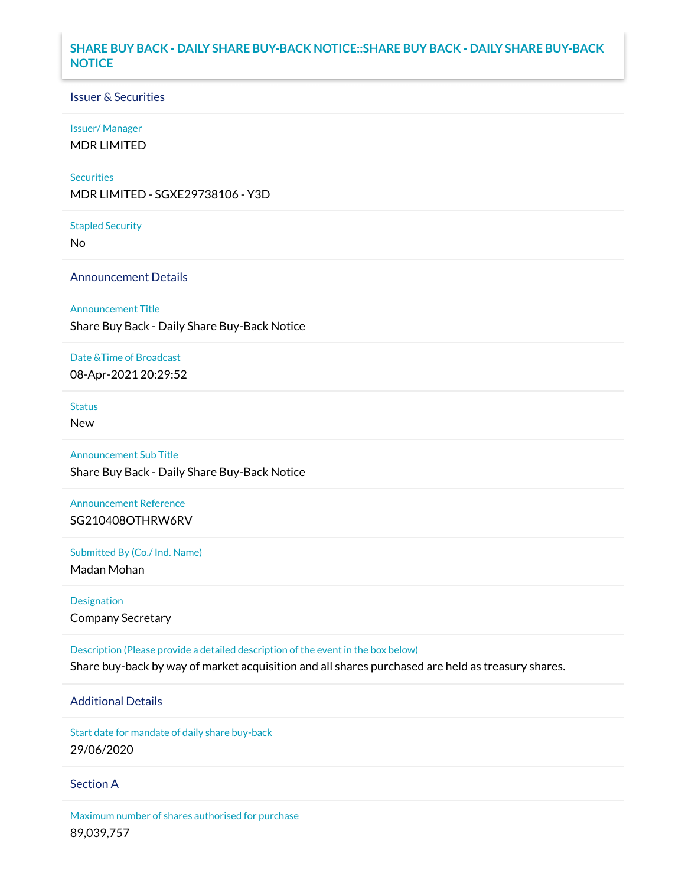# SHARE BUY BACK - DAILY SHARE BUY-BACK NOTICE::SHARE BUY BACK - DAILY SHARE BUY-BACK NOTICE

## Issuer & Securities

**Issuer/ Manager**

MDR LIMITED

**Securities**

MDR LIMITED - SGXE29738106 - Y3D

**Stapled Security**

No

## Announcement Details

**Announcement Title**

Share Buy Back - Daily Share Buy-Back Notice

**Date &Time of Broadcast**

08-Apr-2021 20:29:52

**Status**

New

**Announcement Sub Title**

Share Buy Back - Daily Share Buy-Back Notice

**Announcement Reference**

SG210408OTHRW6RV

**Submitted By (Co./ Ind. Name)**

Madan Mohan

**Designation**

Company Secretary

**Description (Please provide a detailed description of the event in the box below)**

Share buy-back by way of market acquisition and all shares purchased are held as treasury shares.

## Additional Details

**Start date for mandate of daily share buy-back**

29/06/2020

## Section A

**Maximum number of shares authorised for purchase**

89,039,757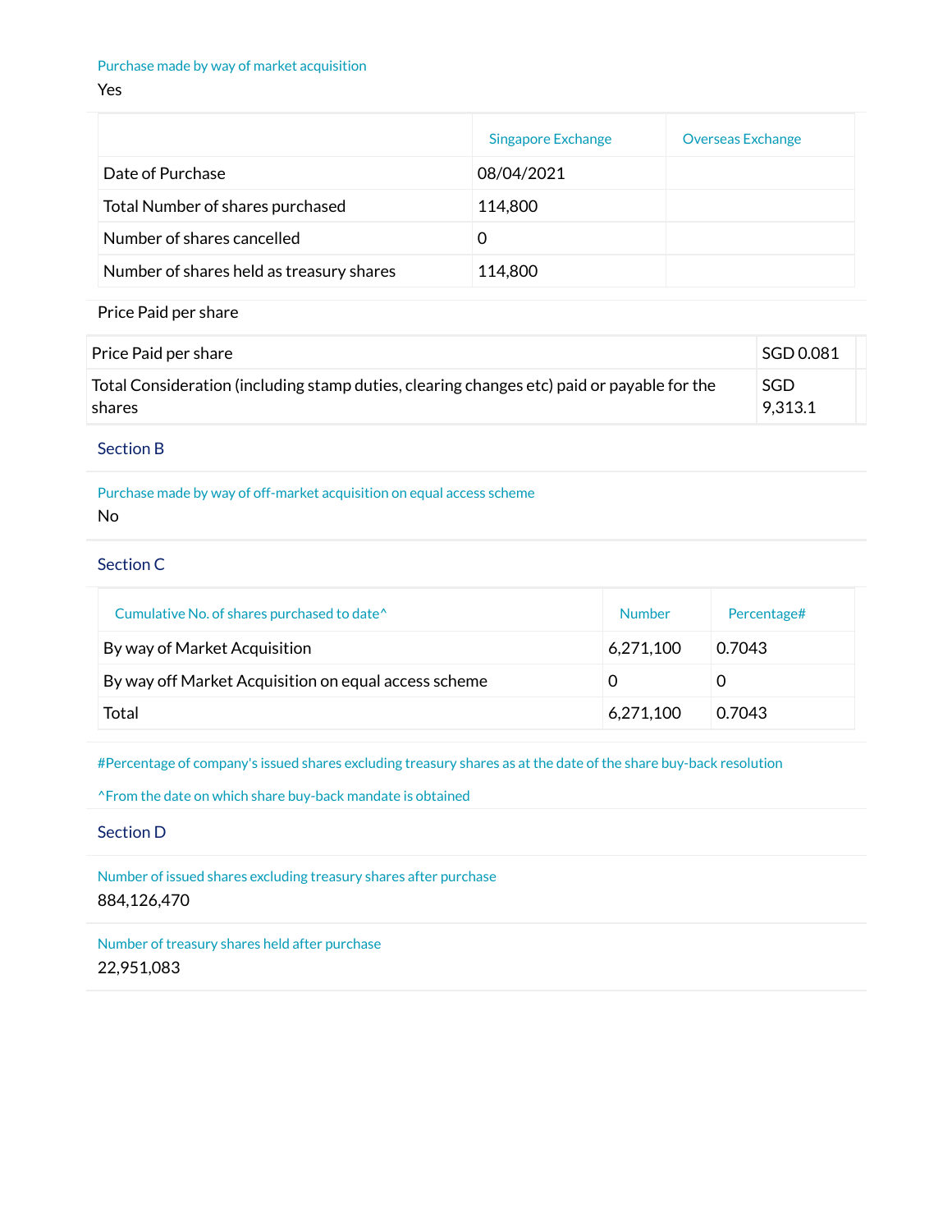Purchase made by way of market acquisition

Yes

| | Singapore Exchange | Overseas Exchange |
|---|---|---|
| Date of Purchase | 08/04/2021 | |
| Total Number of shares purchased | 114,800 | |
| Number of shares cancelled | 0 | |
| Number of shares held as treasury shares | 114,800 | |

Price Paid per share

| | |
|---|---|
| Price Paid per share | SGD 0.081 |
| Total Consideration (including stamp duties, clearing changes etc) paid or payable for the shares | SGD 9,313.1 |

## Section B

Purchase made by way of off-market acquisition on equal access scheme

No

## Section C

| Cumulative No. of shares purchased to date^ | Number | Percentage# |
|---|---|---|
| By way of Market Acquisition | 6,271,100 | 0.7043 |
| By way off Market Acquisition on equal access scheme | 0 | 0 |
| Total | 6,271,100 | 0.7043 |

#Percentage of company's issued shares excluding treasury shares as at the date of the share buy-back resolution

^From the date on which share buy-back mandate is obtained

## Section D

Number of issued shares excluding treasury shares after purchase

884,126,470

Number of treasury shares held after purchase

22,951,083